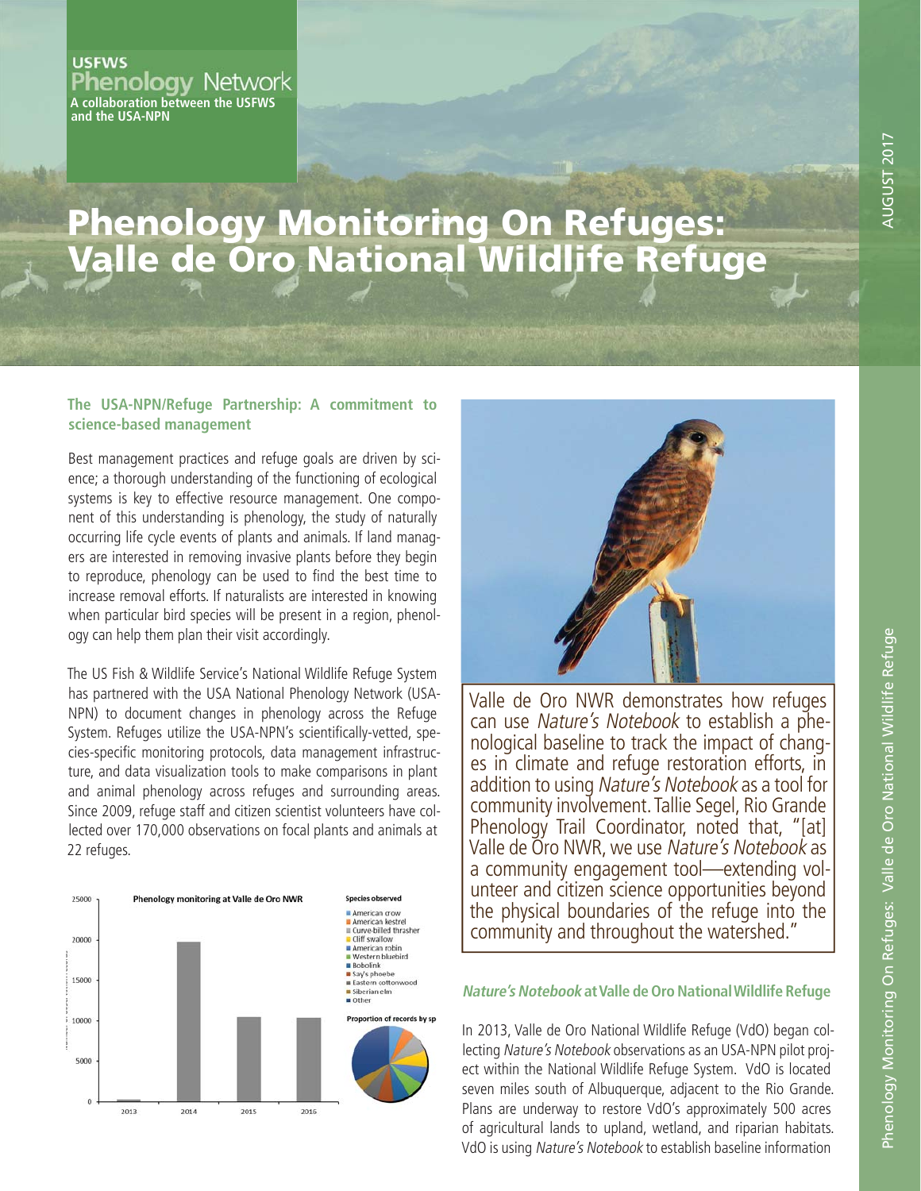USFWS
Phenology Network
A collaboration between the USFWS and the USA-NPN

# Phenology Monitoring On Refuges: Valle de Oro National Wildlife Refuge

AUGUST 2017

### The USA-NPN/Refuge Partnership: A commitment to science-based management

Best management practices and refuge goals are driven by science; a thorough understanding of the functioning of ecological systems is key to effective resource management. One component of this understanding is phenology, the study of naturally occurring life cycle events of plants and animals. If land managers are interested in removing invasive plants before they begin to reproduce, phenology can be used to find the best time to increase removal efforts. If naturalists are interested in knowing when particular bird species will be present in a region, phenology can help them plan their visit accordingly.

The US Fish & Wildlife Service's National Wildlife Refuge System has partnered with the USA National Phenology Network (USA-NPN) to document changes in phenology across the Refuge System. Refuges utilize the USA-NPN's scientifically-vetted, species-specific monitoring protocols, data management infrastructure, and data visualization tools to make comparisons in plant and animal phenology across refuges and surrounding areas. Since 2009, refuge staff and citizen scientist volunteers have collected over 170,000 observations on focal plants and animals at 22 refuges.

Phenology monitoring at Valle de Oro NWR

Species observed: American crow, American kestrel, Curve-billed thrasher, Cliff swallow, American robin, Western bluebird, Bobolink, Say's phoebe, Eastern cottonwood, Siberian elm, Other

Proportion of records by sp

Valle de Oro NWR demonstrates how refuges can use *Nature's Notebook* to establish a phenological baseline to track the impact of changes in climate and refuge restoration efforts, in addition to using *Nature's Notebook* as a tool for community involvement. Tallie Segel, Rio Grande Phenology Trail Coordinator, noted that, "[at] Valle de Oro NWR, we use *Nature's Notebook* as a community engagement tool—extending volunteer and citizen science opportunities beyond the physical boundaries of the refuge into the community and throughout the watershed."

### *Nature's Notebook* at Valle de Oro National Wildlife Refuge

In 2013, Valle de Oro National Wildlife Refuge (VdO) began collecting *Nature's Notebook* observations as an USA-NPN pilot project within the National Wildlife Refuge System. VdO is located seven miles south of Albuquerque, adjacent to the Rio Grande. Plans are underway to restore VdO's approximately 500 acres of agricultural lands to upland, wetland, and riparian habitats. VdO is using *Nature's Notebook* to establish baseline information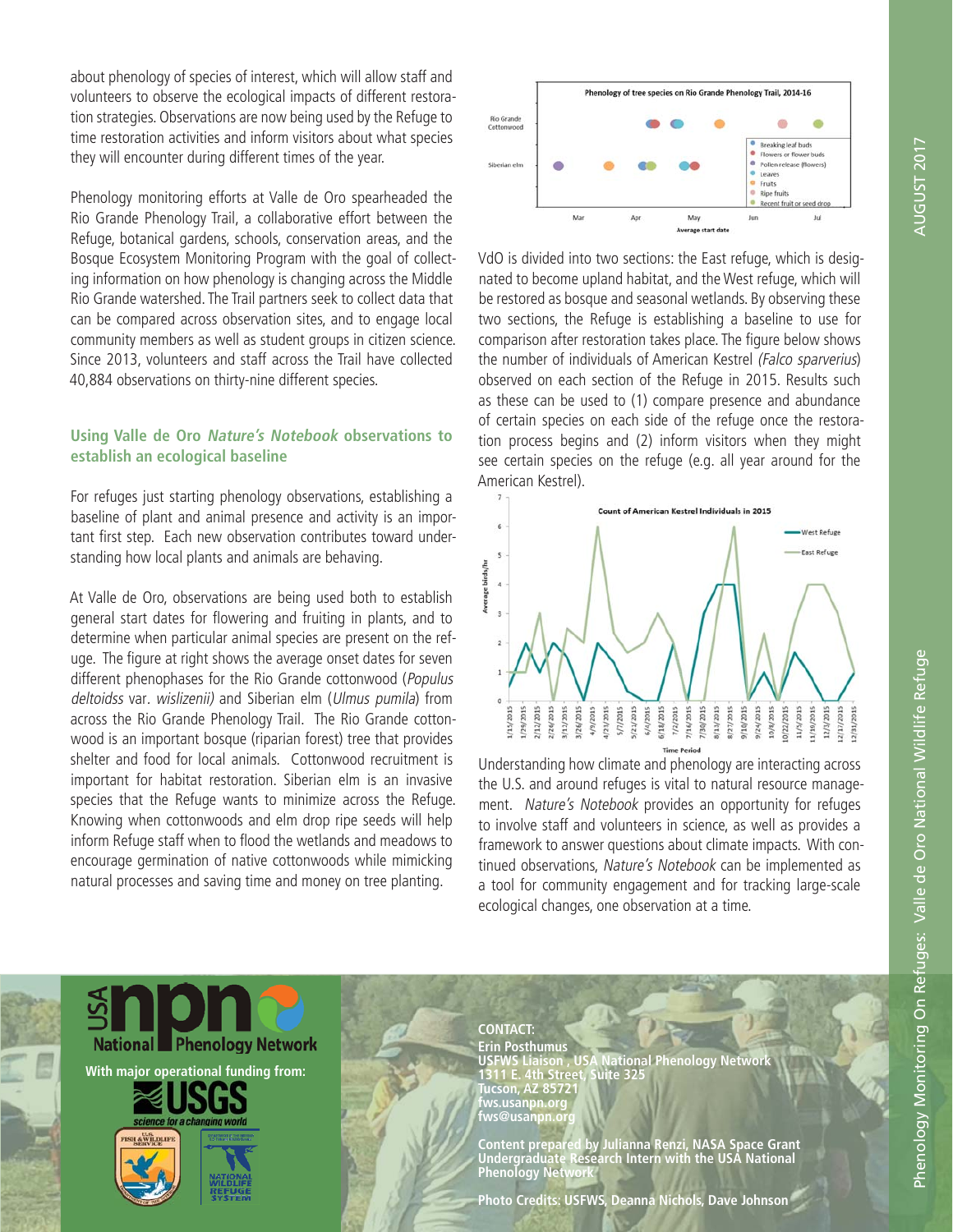about phenology of species of interest, which will allow staff and volunteers to observe the ecological impacts of different restoration strategies. Observations are now being used by the Refuge to time restoration activities and inform visitors about what species they will encounter during different times of the year.

Phenology monitoring efforts at Valle de Oro spearheaded the Rio Grande Phenology Trail, a collaborative effort between the Refuge, botanical gardens, schools, conservation areas, and the Bosque Ecosystem Monitoring Program with the goal of collecting information on how phenology is changing across the Middle Rio Grande watershed. The Trail partners seek to collect data that can be compared across observation sites, and to engage local community members as well as student groups in citizen science. Since 2013, volunteers and staff across the Trail have collected 40,884 observations on thirty-nine different species.

### Using Valle de Oro *Nature's Notebook* observations to establish an ecological baseline

For refuges just starting phenology observations, establishing a baseline of plant and animal presence and activity is an important first step. Each new observation contributes toward understanding how local plants and animals are behaving.

At Valle de Oro, observations are being used both to establish general start dates for flowering and fruiting in plants, and to determine when particular animal species are present on the refuge. The figure at right shows the average onset dates for seven different phenophases for the Rio Grande cottonwood (*Populus deltoidss* var. *wislizenii)* and Siberian elm (*Ulmus pumila*) from across the Rio Grande Phenology Trail. The Rio Grande cottonwood is an important bosque (riparian forest) tree that provides shelter and food for local animals. Cottonwood recruitment is important for habitat restoration. Siberian elm is an invasive species that the Refuge wants to minimize across the Refuge. Knowing when cottonwoods and elm drop ripe seeds will help inform Refuge staff when to flood the wetlands and meadows to encourage germination of native cottonwoods while mimicking natural processes and saving time and money on tree planting.

Phenology of tree species on Rio Grande Phenology Trail, 2014-16

Rio Grande Cottonwood

Siberian elm

Breaking leaf buds
Flowers or flower buds
Pollen release (flowers)
Leaves
Fruits
Ripe fruits
Recent fruit or seed drop

Mar Apr May Jun Jul

Average start date

VdO is divided into two sections: the East refuge, which is designated to become upland habitat, and the West refuge, which will be restored as bosque and seasonal wetlands. By observing these two sections, the Refuge is establishing a baseline to use for comparison after restoration takes place. The figure below shows the number of individuals of American Kestrel *(Falco sparverius*) observed on each section of the Refuge in 2015. Results such as these can be used to (1) compare presence and abundance of certain species on each side of the refuge once the restoration process begins and (2) inform visitors when they might see certain species on the refuge (e.g. all year around for the American Kestrel).

Count of American Kestrel Individuals in 2015

West Refuge
East Refuge

Average birds/hr

0 1 2 3 4 5 6 7

1/15/2015 1/29/2015 2/12/2015 2/26/2015 3/12/2015 3/26/2015 4/9/2015 4/23/2015 5/7/2015 5/21/2015 6/4/2015 6/18/2015 7/2/2015 7/16/2015 7/30/2015 8/13/2015 8/27/2015 9/10/2015 9/24/2015 10/8/2015 10/22/2015 11/5/2015 11/19/2015 12/3/2015 12/17/2015 12/31/2015

Time Period

Understanding how climate and phenology are interacting across the U.S. and around refuges is vital to natural resource management. *Nature's Notebook* provides an opportunity for refuges to involve staff and volunteers in science, as well as provides a framework to answer questions about climate impacts. With continued observations, *Nature's Notebook* can be implemented as a tool for community engagement and for tracking large-scale ecological changes, one observation at a time.

USA National Phenology Network

With major operational funding from:

USGS science for a changing world

**CONTACT:**
**Erin Posthumus**
**USFWS Liaison , USA National Phenology Network**
**1311 E. 4th Street, Suite 325**
**Tucson, AZ 85721**
**fws.usanpn.org**
**fws@usanpn.org**

**Content prepared by Julianna Renzi, NASA Space Grant Undergraduate Research Intern with the USA National Phenology Network**

**Photo Credits: USFWS, Deanna Nichols, Dave Johnson**